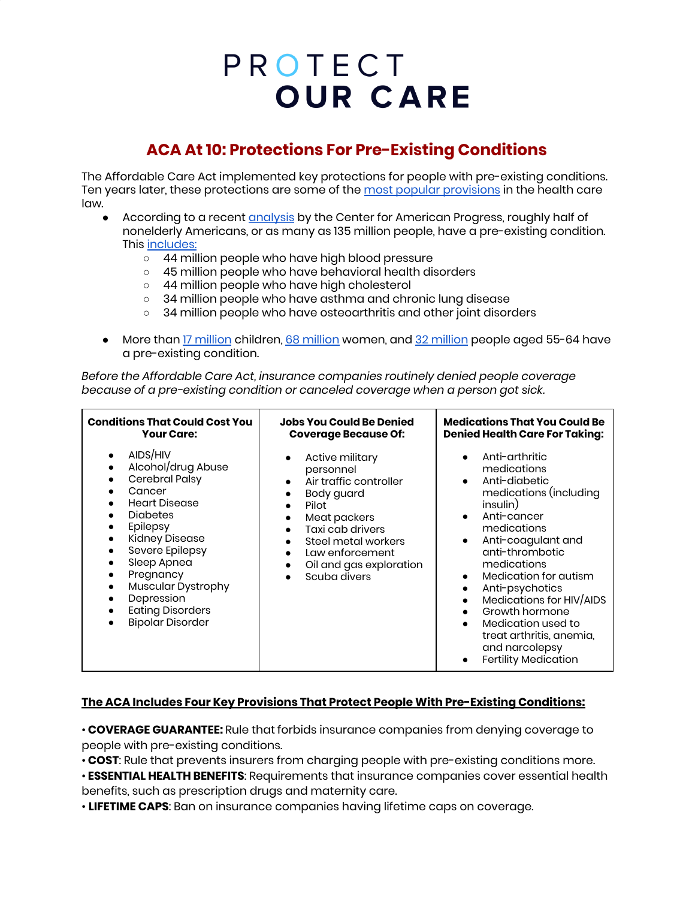# PROTECT OUR CARE

## ACA At 10: Protections For Pre-Existing Conditions

The Affordable Care Act implemented key protections for people with pre-existing conditions. Ten years later, these protections are some of the most popular provisions in the health care law.

- According to a recent analysis by the Center for American Progress, roughly half of nonelderly Americans, or as many as 135 million people, have a pre-existing condition. This includes:
  - 44 million people who have high blood pressure
  - 45 million people who have behavioral health disorders
  - 44 million people who have high cholesterol
  - 34 million people who have asthma and chronic lung disease
  - 34 million people who have osteoarthritis and other joint disorders

- More than 17 million children, 68 million women, and 32 million people aged 55-64 have a pre-existing condition.

*Before the Affordable Care Act, insurance companies routinely denied people coverage because of a pre-existing condition or canceled coverage when a person got sick.*

| Conditions That Could Cost You Your Care: | Jobs You Could Be Denied Coverage Because Of: | Medications That You Could Be Denied Health Care For Taking: |
|---|---|---|
| • AIDS/HIV<br>• Alcohol/drug Abuse<br>• Cerebral Palsy<br>• Cancer<br>• Heart Disease<br>• Diabetes<br>• Epilepsy<br>• Kidney Disease<br>• Severe Epilepsy<br>• Sleep Apnea<br>• Pregnancy<br>• Muscular Dystrophy<br>• Depression<br>• Eating Disorders<br>• Bipolar Disorder | • Active military personnel<br>• Air traffic controller<br>• Body guard<br>• Pilot<br>• Meat packers<br>• Taxi cab drivers<br>• Steel metal workers<br>• Law enforcement<br>• Oil and gas exploration<br>• Scuba divers | • Anti-arthritic medications<br>• Anti-diabetic medications (including insulin)<br>• Anti-cancer medications<br>• Anti-coagulant and anti-thrombotic medications<br>• Medication for autism<br>• Anti-psychotics<br>• Medications for HIV/AIDS<br>• Growth hormone<br>• Medication used to treat arthritis, anemia, and narcolepsy<br>• Fertility Medication |

**The ACA Includes Four Key Provisions That Protect People With Pre-Existing Conditions:**

• **COVERAGE GUARANTEE:** Rule that forbids insurance companies from denying coverage to people with pre-existing conditions.

• **COST**: Rule that prevents insurers from charging people with pre-existing conditions more.

• **ESSENTIAL HEALTH BENEFITS**: Requirements that insurance companies cover essential health benefits, such as prescription drugs and maternity care.

• **LIFETIME CAPS**: Ban on insurance companies having lifetime caps on coverage.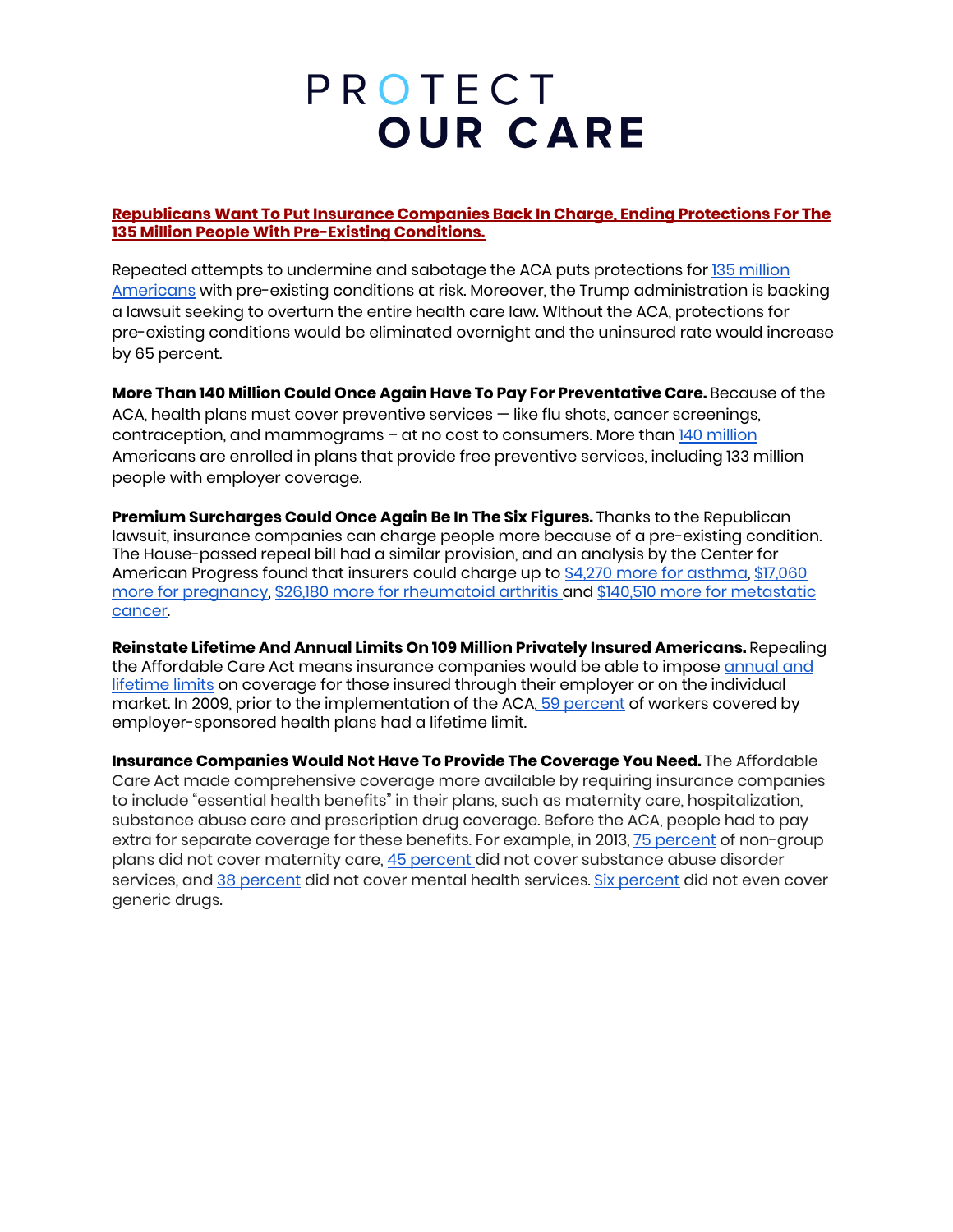# PROTECT OUR CARE

**Republicans Want To Put Insurance Companies Back In Charge, Ending Protections For The 135 Million People With Pre-Existing Conditions.**

Repeated attempts to undermine and sabotage the ACA puts protections for 135 million Americans with pre-existing conditions at risk. Moreover, the Trump administration is backing a lawsuit seeking to overturn the entire health care law. WIthout the ACA, protections for pre-existing conditions would be eliminated overnight and the uninsured rate would increase by 65 percent.

**More Than 140 Million Could Once Again Have To Pay For Preventative Care.** Because of the ACA, health plans must cover preventive services — like flu shots, cancer screenings, contraception, and mammograms – at no cost to consumers. More than 140 million Americans are enrolled in plans that provide free preventive services, including 133 million people with employer coverage.

**Premium Surcharges Could Once Again Be In The Six Figures.** Thanks to the Republican lawsuit, insurance companies can charge people more because of a pre-existing condition. The House-passed repeal bill had a similar provision, and an analysis by the Center for American Progress found that insurers could charge up to $4,270 more for asthma, $17,060 more for pregnancy, $26,180 more for rheumatoid arthritis and $140,510 more for metastatic cancer.

**Reinstate Lifetime And Annual Limits On 109 Million Privately Insured Americans.** Repealing the Affordable Care Act means insurance companies would be able to impose annual and lifetime limits on coverage for those insured through their employer or on the individual market. In 2009, prior to the implementation of the ACA, 59 percent of workers covered by employer-sponsored health plans had a lifetime limit.

**Insurance Companies Would Not Have To Provide The Coverage You Need.** The Affordable Care Act made comprehensive coverage more available by requiring insurance companies to include "essential health benefits" in their plans, such as maternity care, hospitalization, substance abuse care and prescription drug coverage. Before the ACA, people had to pay extra for separate coverage for these benefits. For example, in 2013, 75 percent of non-group plans did not cover maternity care, 45 percent did not cover substance abuse disorder services, and 38 percent did not cover mental health services. Six percent did not even cover generic drugs.